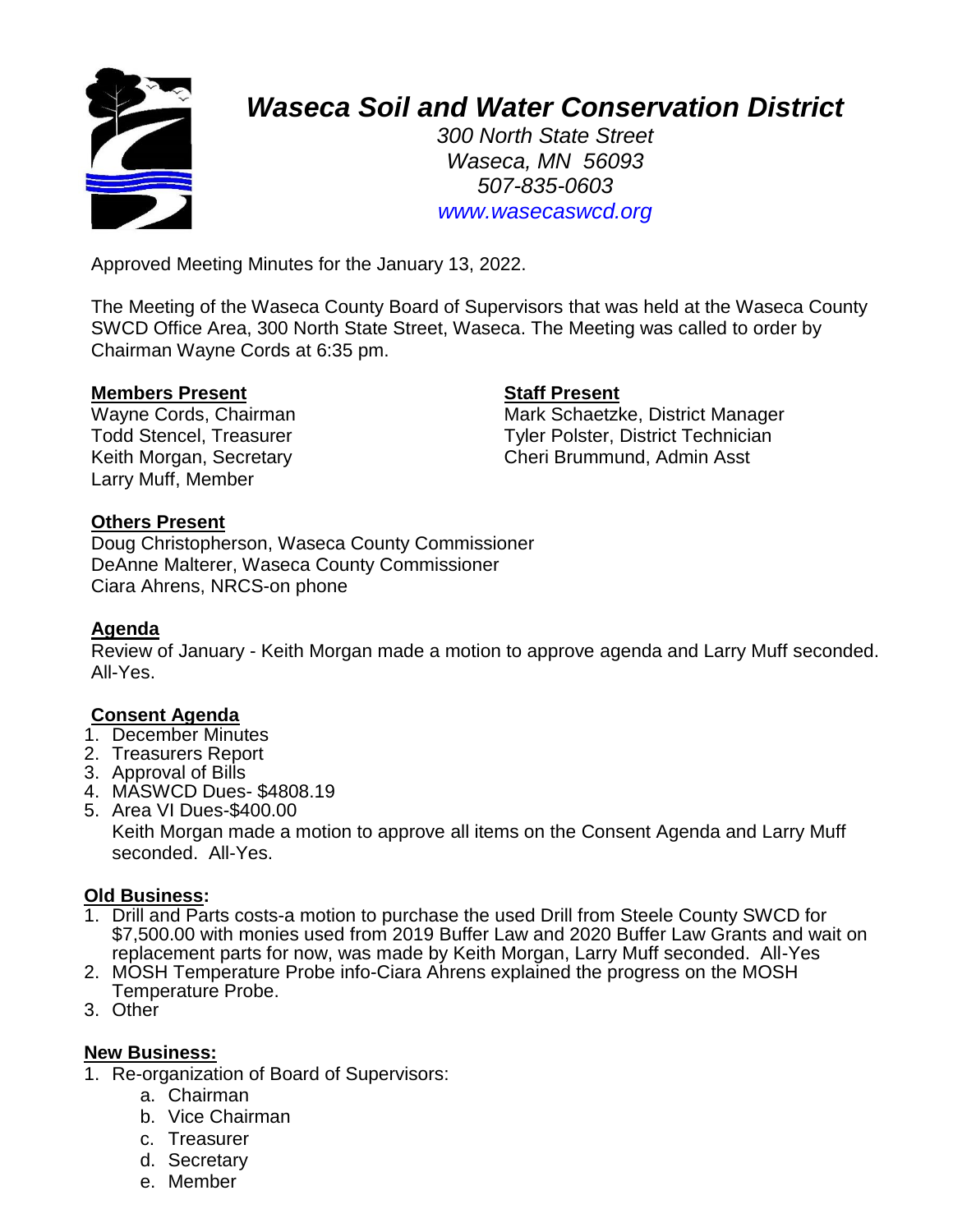# *Waseca Soil and Water Conservation District*

*300 North State Street*
*Waseca, MN 56093*
*507-835-0603*
*www.wasecaswcd.org*

Approved Meeting Minutes for the January 13, 2022.

The Meeting of the Waseca County Board of Supervisors that was held at the Waseca County SWCD Office Area, 300 North State Street, Waseca. The Meeting was called to order by Chairman Wayne Cords at 6:35 pm.

**Members Present**
Wayne Cords, Chairman
Todd Stencel, Treasurer
Keith Morgan, Secretary
Larry Muff, Member

**Staff Present**
Mark Schaetzke, District Manager
Tyler Polster, District Technician
Cheri Brummund, Admin Asst

**Others Present**
Doug Christopherson, Waseca County Commissioner
DeAnne Malterer, Waseca County Commissioner
Ciara Ahrens, NRCS-on phone

**Agenda**
Review of January - Keith Morgan made a motion to approve agenda and Larry Muff seconded. All-Yes.

**Consent Agenda**
1. December Minutes
2. Treasurers Report
3. Approval of Bills
4. MASWCD Dues- $4808.19
5. Area VI Dues-$400.00
   Keith Morgan made a motion to approve all items on the Consent Agenda and Larry Muff seconded. All-Yes.

**Old Business:**
1. Drill and Parts costs-a motion to purchase the used Drill from Steele County SWCD for $7,500.00 with monies used from 2019 Buffer Law and 2020 Buffer Law Grants and wait on replacement parts for now, was made by Keith Morgan, Larry Muff seconded. All-Yes
2. MOSH Temperature Probe info-Ciara Ahrens explained the progress on the MOSH Temperature Probe.
3. Other

**New Business:**
1. Re-organization of Board of Supervisors:
   a. Chairman
   b. Vice Chairman
   c. Treasurer
   d. Secretary
   e. Member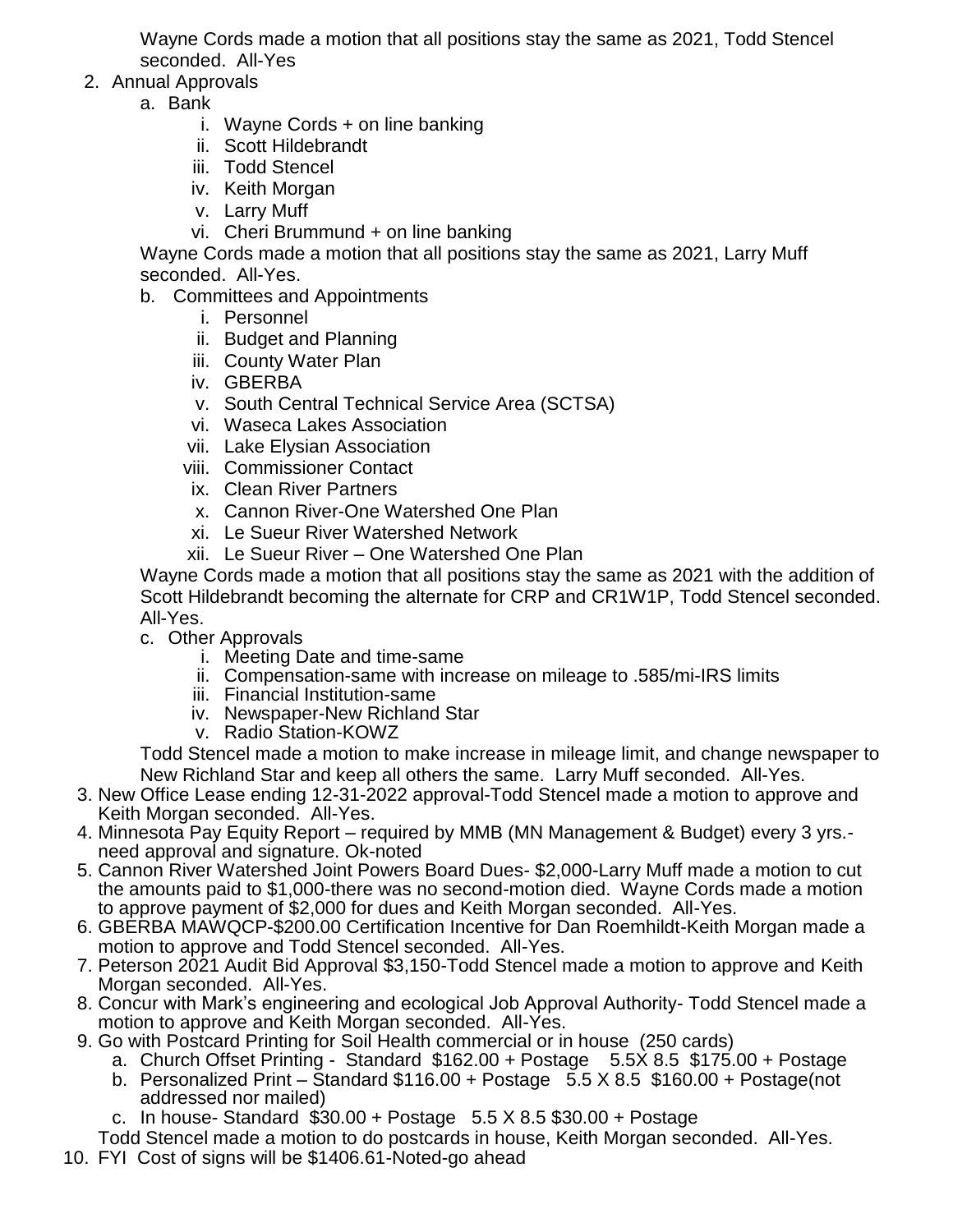Wayne Cords made a motion that all positions stay the same as 2021, Todd Stencel seconded. All-Yes

2. Annual Approvals
   a. Bank
      i. Wayne Cords + on line banking
      ii. Scott Hildebrandt
      iii. Todd Stencel
      iv. Keith Morgan
      v. Larry Muff
      vi. Cheri Brummund + on line banking

   Wayne Cords made a motion that all positions stay the same as 2021, Larry Muff seconded. All-Yes.

   b. Committees and Appointments
      i. Personnel
      ii. Budget and Planning
      iii. County Water Plan
      iv. GBERBA
      v. South Central Technical Service Area (SCTSA)
      vi. Waseca Lakes Association
      vii. Lake Elysian Association
      viii. Commissioner Contact
      ix. Clean River Partners
      x. Cannon River-One Watershed One Plan
      xi. Le Sueur River Watershed Network
      xii. Le Sueur River – One Watershed One Plan

   Wayne Cords made a motion that all positions stay the same as 2021 with the addition of Scott Hildebrandt becoming the alternate for CRP and CR1W1P, Todd Stencel seconded. All-Yes.

   c. Other Approvals
      i. Meeting Date and time-same
      ii. Compensation-same with increase on mileage to .585/mi-IRS limits
      iii. Financial Institution-same
      iv. Newspaper-New Richland Star
      v. Radio Station-KOWZ

   Todd Stencel made a motion to make increase in mileage limit, and change newspaper to New Richland Star and keep all others the same. Larry Muff seconded. All-Yes.

3. New Office Lease ending 12-31-2022 approval-Todd Stencel made a motion to approve and Keith Morgan seconded. All-Yes.
4. Minnesota Pay Equity Report – required by MMB (MN Management & Budget) every 3 yrs.- need approval and signature. Ok-noted
5. Cannon River Watershed Joint Powers Board Dues- $2,000-Larry Muff made a motion to cut the amounts paid to $1,000-there was no second-motion died. Wayne Cords made a motion to approve payment of $2,000 for dues and Keith Morgan seconded. All-Yes.
6. GBERBA MAWQCP-$200.00 Certification Incentive for Dan Roemhildt-Keith Morgan made a motion to approve and Todd Stencel seconded. All-Yes.
7. Peterson 2021 Audit Bid Approval $3,150-Todd Stencel made a motion to approve and Keith Morgan seconded. All-Yes.
8. Concur with Mark's engineering and ecological Job Approval Authority- Todd Stencel made a motion to approve and Keith Morgan seconded. All-Yes.
9. Go with Postcard Printing for Soil Health commercial or in house (250 cards)
   a. Church Offset Printing - Standard $162.00 + Postage 5.5X 8.5 $175.00 + Postage
   b. Personalized Print – Standard $116.00 + Postage 5.5 X 8.5 $160.00 + Postage(not addressed nor mailed)
   c. In house- Standard $30.00 + Postage 5.5 X 8.5 $30.00 + Postage

   Todd Stencel made a motion to do postcards in house, Keith Morgan seconded. All-Yes.

10. FYI Cost of signs will be $1406.61-Noted-go ahead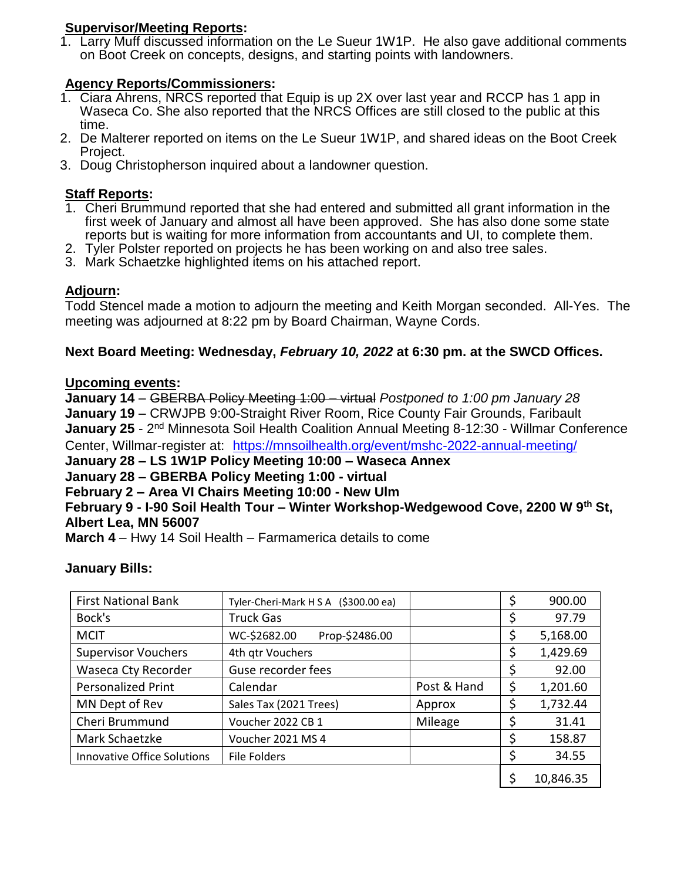**Supervisor/Meeting Reports:**

1. Larry Muff discussed information on the Le Sueur 1W1P. He also gave additional comments on Boot Creek on concepts, designs, and starting points with landowners.

**Agency Reports/Commissioners:**

1. Ciara Ahrens, NRCS reported that Equip is up 2X over last year and RCCP has 1 app in Waseca Co. She also reported that the NRCS Offices are still closed to the public at this time.
2. De Malterer reported on items on the Le Sueur 1W1P, and shared ideas on the Boot Creek Project.
3. Doug Christopherson inquired about a landowner question.

**Staff Reports:**

1. Cheri Brummund reported that she had entered and submitted all grant information in the first week of January and almost all have been approved. She has also done some state reports but is waiting for more information from accountants and UI, to complete them.
2. Tyler Polster reported on projects he has been working on and also tree sales.
3. Mark Schaetzke highlighted items on his attached report.

**Adjourn:**

Todd Stencel made a motion to adjourn the meeting and Keith Morgan seconded. All-Yes. The meeting was adjourned at 8:22 pm by Board Chairman, Wayne Cords.

**Next Board Meeting: Wednesday, *February 10, 2022* at 6:30 pm. at the SWCD Offices.**

**Upcoming events:**

**January 14** – ~~GBERBA Policy Meeting 1:00 – virtual~~ *Postponed to 1:00 pm January 28*
**January 19** – CRWJPB 9:00-Straight River Room, Rice County Fair Grounds, Faribault
**January 25** - 2nd Minnesota Soil Health Coalition Annual Meeting 8-12:30 - Willmar Conference Center, Willmar-register at: https://mnsoilhealth.org/event/mshc-2022-annual-meeting/
**January 28 – LS 1W1P Policy Meeting 10:00 – Waseca Annex**
**January 28 – GBERBA Policy Meeting 1:00 - virtual**
**February 2 – Area VI Chairs Meeting 10:00 - New Ulm**
**February 9 - I-90 Soil Health Tour – Winter Workshop-Wedgewood Cove, 2200 W 9th St, Albert Lea, MN 56007**
**March 4** – Hwy 14 Soil Health – Farmamerica details to come

**January Bills:**

| | | | |
|---|---|---|---|
| First National Bank | Tyler-Cheri-Mark H S A ($300.00 ea) | | $ 900.00 |
| Bock's | Truck Gas | | $ 97.79 |
| MCIT | WC-$2682.00 Prop-$2486.00 | | $ 5,168.00 |
| Supervisor Vouchers | 4th qtr Vouchers | | $ 1,429.69 |
| Waseca Cty Recorder | Guse recorder fees | | $ 92.00 |
| Personalized Print | Calendar | Post & Hand | $ 1,201.60 |
| MN Dept of Rev | Sales Tax (2021 Trees) | Approx | $ 1,732.44 |
| Cheri Brummund | Voucher 2022 CB 1 | Mileage | $ 31.41 |
| Mark Schaetzke | Voucher 2021 MS 4 | | $ 158.87 |
| Innovative Office Solutions | File Folders | | $ 34.55 |
| | | | $ 10,846.35 |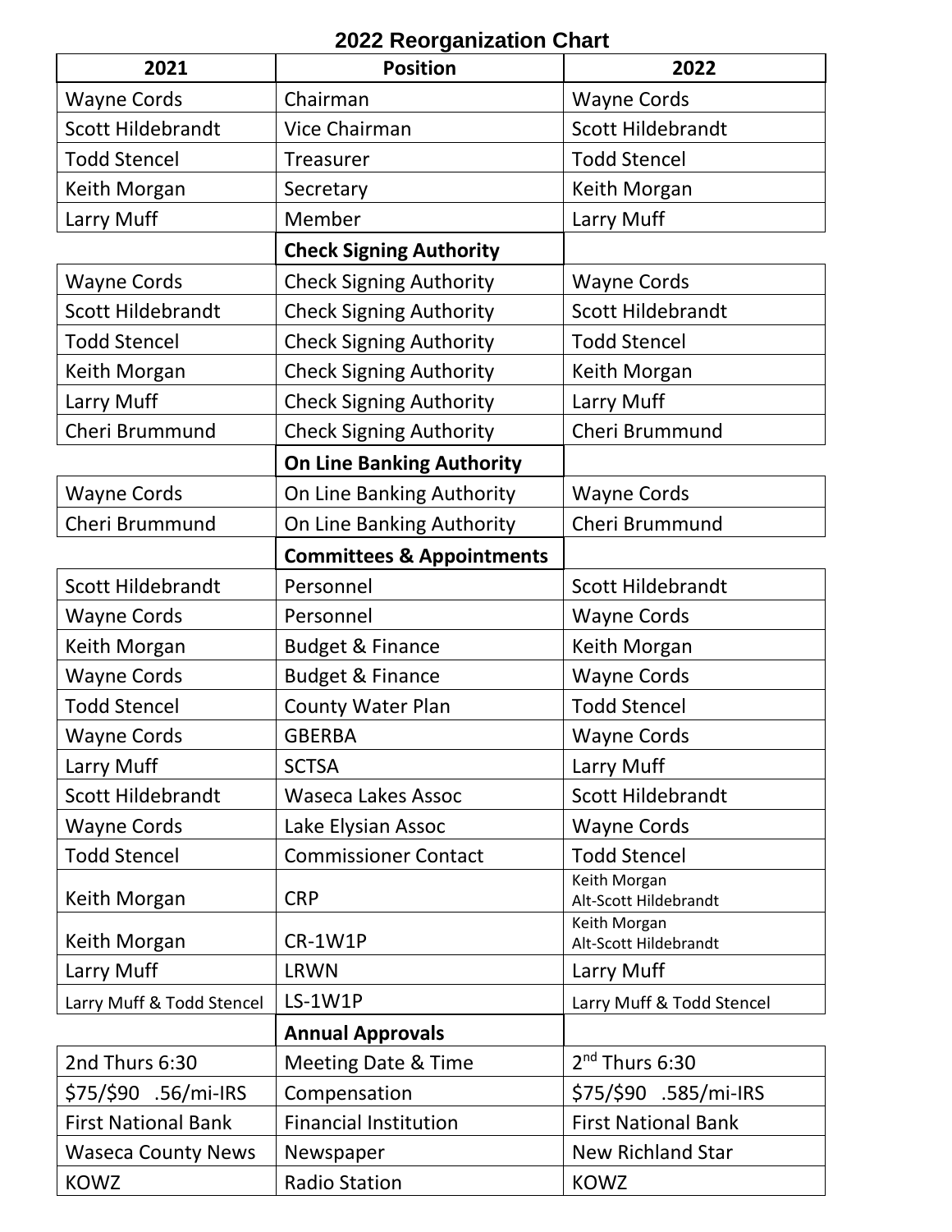# 2022 Reorganization Chart

| 2021 | Position | 2022 |
|---|---|---|
| Wayne Cords | Chairman | Wayne Cords |
| Scott Hildebrandt | Vice Chairman | Scott Hildebrandt |
| Todd Stencel | Treasurer | Todd Stencel |
| Keith Morgan | Secretary | Keith Morgan |
| Larry Muff | Member | Larry Muff |
| | **Check Signing Authority** | |
| Wayne Cords | Check Signing Authority | Wayne Cords |
| Scott Hildebrandt | Check Signing Authority | Scott Hildebrandt |
| Todd Stencel | Check Signing Authority | Todd Stencel |
| Keith Morgan | Check Signing Authority | Keith Morgan |
| Larry Muff | Check Signing Authority | Larry Muff |
| Cheri Brummund | Check Signing Authority | Cheri Brummund |
| | **On Line Banking Authority** | |
| Wayne Cords | On Line Banking Authority | Wayne Cords |
| Cheri Brummund | On Line Banking Authority | Cheri Brummund |
| | **Committees & Appointments** | |
| Scott Hildebrandt | Personnel | Scott Hildebrandt |
| Wayne Cords | Personnel | Wayne Cords |
| Keith Morgan | Budget & Finance | Keith Morgan |
| Wayne Cords | Budget & Finance | Wayne Cords |
| Todd Stencel | County Water Plan | Todd Stencel |
| Wayne Cords | GBERBA | Wayne Cords |
| Larry Muff | SCTSA | Larry Muff |
| Scott Hildebrandt | Waseca Lakes Assoc | Scott Hildebrandt |
| Wayne Cords | Lake Elysian Assoc | Wayne Cords |
| Todd Stencel | Commissioner Contact | Todd Stencel |
| Keith Morgan | CRP | Keith Morgan<br>Alt-Scott Hildebrandt |
| Keith Morgan | CR-1W1P | Keith Morgan<br>Alt-Scott Hildebrandt |
| Larry Muff | LRWN | Larry Muff |
| Larry Muff & Todd Stencel | LS-1W1P | Larry Muff & Todd Stencel |
| | **Annual Approvals** | |
| 2nd Thurs 6:30 | Meeting Date & Time | 2nd Thurs 6:30 |
| $75/$90 .56/mi-IRS | Compensation | $75/$90 .585/mi-IRS |
| First National Bank | Financial Institution | First National Bank |
| Waseca County News | Newspaper | New Richland Star |
| KOWZ | Radio Station | KOWZ |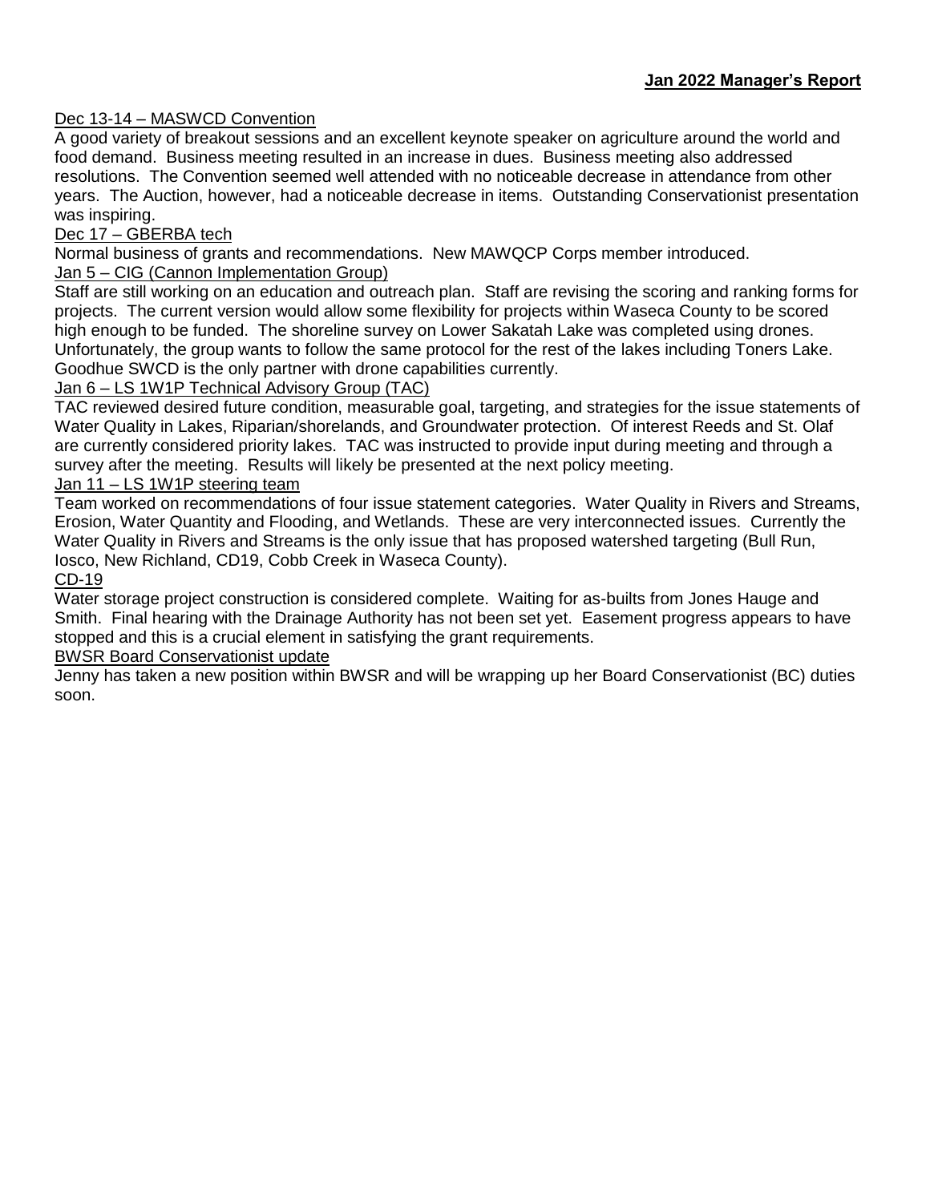**Jan 2022 Manager's Report**

Dec 13-14 – MASWCD Convention

A good variety of breakout sessions and an excellent keynote speaker on agriculture around the world and food demand. Business meeting resulted in an increase in dues. Business meeting also addressed resolutions. The Convention seemed well attended with no noticeable decrease in attendance from other years. The Auction, however, had a noticeable decrease in items. Outstanding Conservationist presentation was inspiring.

Dec 17 – GBERBA tech

Normal business of grants and recommendations. New MAWQCP Corps member introduced.

Jan 5 – CIG (Cannon Implementation Group)

Staff are still working on an education and outreach plan. Staff are revising the scoring and ranking forms for projects. The current version would allow some flexibility for projects within Waseca County to be scored high enough to be funded. The shoreline survey on Lower Sakatah Lake was completed using drones. Unfortunately, the group wants to follow the same protocol for the rest of the lakes including Toners Lake. Goodhue SWCD is the only partner with drone capabilities currently.

Jan 6 – LS 1W1P Technical Advisory Group (TAC)

TAC reviewed desired future condition, measurable goal, targeting, and strategies for the issue statements of Water Quality in Lakes, Riparian/shorelands, and Groundwater protection. Of interest Reeds and St. Olaf are currently considered priority lakes. TAC was instructed to provide input during meeting and through a survey after the meeting. Results will likely be presented at the next policy meeting.

Jan 11 – LS 1W1P steering team

Team worked on recommendations of four issue statement categories. Water Quality in Rivers and Streams, Erosion, Water Quantity and Flooding, and Wetlands. These are very interconnected issues. Currently the Water Quality in Rivers and Streams is the only issue that has proposed watershed targeting (Bull Run, Iosco, New Richland, CD19, Cobb Creek in Waseca County).

CD-19

Water storage project construction is considered complete. Waiting for as-builts from Jones Hauge and Smith. Final hearing with the Drainage Authority has not been set yet. Easement progress appears to have stopped and this is a crucial element in satisfying the grant requirements.

BWSR Board Conservationist update

Jenny has taken a new position within BWSR and will be wrapping up her Board Conservationist (BC) duties soon.